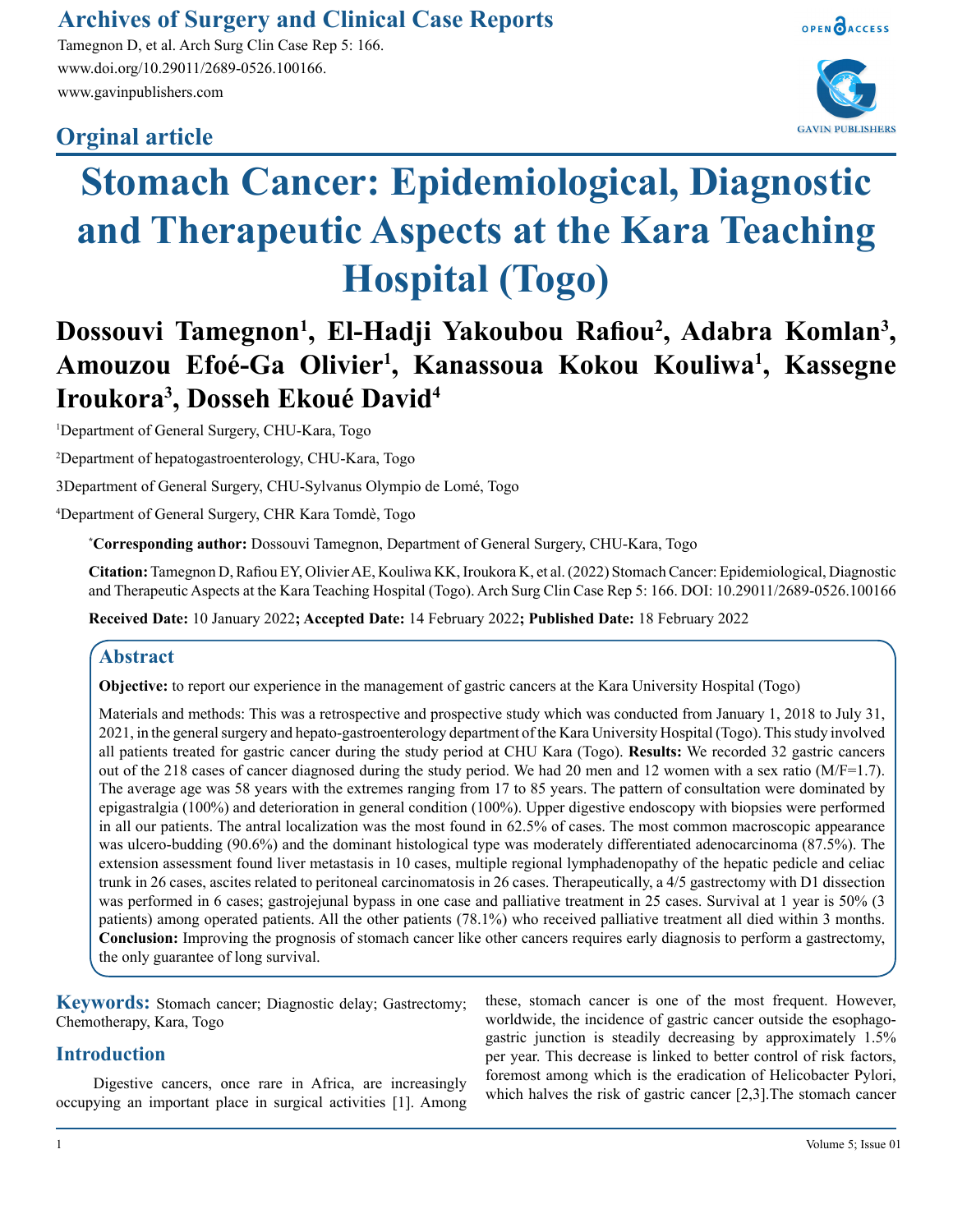# Orginal article

# Stomach Cancer: Epidemiological, Diagnostic and Therapeutic Aspects at the Kara Teaching Hospital (Togo)

**Dossouvi Tamegnon[1], El-Hadji Yakoubou Rafiou[2], Adabra Komlan[3], Amouzou Efoé-Ga Olivier[1], Kanassoua Kokou Kouliwa[1], Kassegne Iroukora[3], Dosseh Ekoué David[4]**

[1]Department of General Surgery, CHU-Kara, Togo

[2]Department of hepatogastroenterology, CHU-Kara, Togo

3Department of General Surgery, CHU-Sylvanus Olympio de Lomé, Togo

[4]Department of General Surgery, CHR Kara Tomdè, Togo

**\*Corresponding author:** Dossouvi Tamegnon, Department of General Surgery, CHU-Kara, Togo

**Citation:** Tamegnon D, Rafiou EY, Olivier AE, Kouliwa KK, Iroukora K, et al. (2022) Stomach Cancer: Epidemiological, Diagnostic and Therapeutic Aspects at the Kara Teaching Hospital (Togo). Arch Surg Clin Case Rep 5: 166. DOI: 10.29011/2689-0526.100166

**Received Date:** 10 January 2022**; Accepted Date:** 14 February 2022**; Published Date:** 18 February 2022

## Abstract

**Objective:** to report our experience in the management of gastric cancers at the Kara University Hospital (Togo)

Materials and methods: This was a retrospective and prospective study which was conducted from January 1, 2018 to July 31, 2021, in the general surgery and hepato-gastroenterology department of the Kara University Hospital (Togo). This study involved all patients treated for gastric cancer during the study period at CHU Kara (Togo). **Results:** We recorded 32 gastric cancers out of the 218 cases of cancer diagnosed during the study period. We had 20 men and 12 women with a sex ratio (M/F=1.7). The average age was 58 years with the extremes ranging from 17 to 85 years. The pattern of consultation were dominated by epigastralgia (100%) and deterioration in general condition (100%). Upper digestive endoscopy with biopsies were performed in all our patients. The antral localization was the most found in 62.5% of cases. The most common macroscopic appearance was ulcero-budding (90.6%) and the dominant histological type was moderately differentiated adenocarcinoma (87.5%). The extension assessment found liver metastasis in 10 cases, multiple regional lymphadenopathy of the hepatic pedicle and celiac trunk in 26 cases, ascites related to peritoneal carcinomatosis in 26 cases. Therapeutically, a 4/5 gastrectomy with D1 dissection was performed in 6 cases; gastrojejunal bypass in one case and palliative treatment in 25 cases. Survival at 1 year is 50% (3 patients) among operated patients. All the other patients (78.1%) who received palliative treatment all died within 3 months. **Conclusion:** Improving the prognosis of stomach cancer like other cancers requires early diagnosis to perform a gastrectomy, the only guarantee of long survival.

**Keywords:** Stomach cancer; Diagnostic delay; Gastrectomy; Chemotherapy, Kara, Togo

## Introduction

Digestive cancers, once rare in Africa, are increasingly occupying an important place in surgical activities [1]. Among these, stomach cancer is one of the most frequent. However, worldwide, the incidence of gastric cancer outside the esophago-gastric junction is steadily decreasing by approximately 1.5% per year. This decrease is linked to better control of risk factors, foremost among which is the eradication of Helicobacter Pylori, which halves the risk of gastric cancer [2,3].The stomach cancer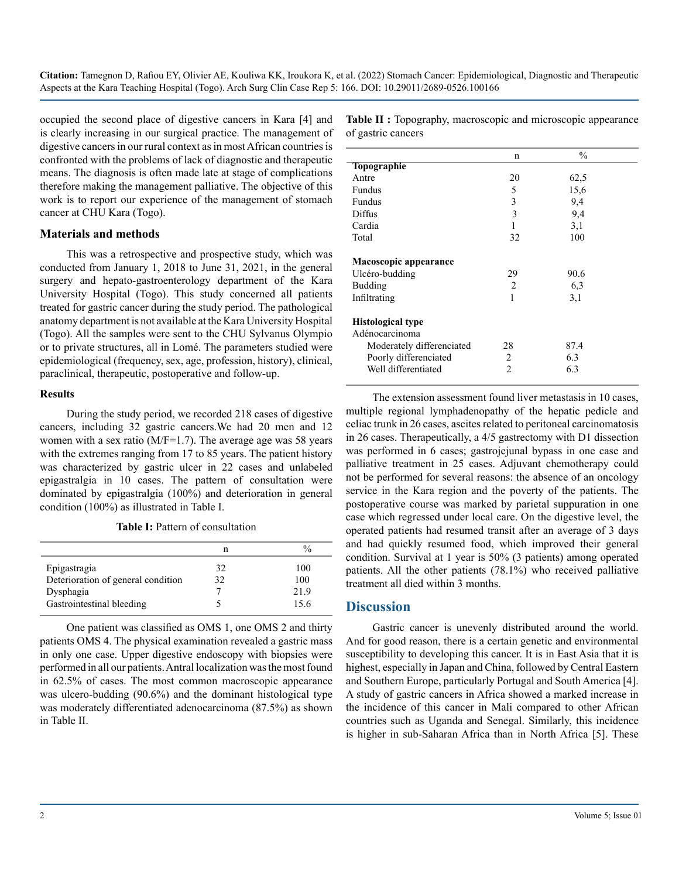occupied the second place of digestive cancers in Kara [4] and is clearly increasing in our surgical practice. The management of digestive cancers in our rural context as in most African countries is confronted with the problems of lack of diagnostic and therapeutic means. The diagnosis is often made late at stage of complications therefore making the management palliative. The objective of this work is to report our experience of the management of stomach cancer at CHU Kara (Togo).

## Materials and methods

This was a retrospective and prospective study, which was conducted from January 1, 2018 to June 31, 2021, in the general surgery and hepato-gastroenterology department of the Kara University Hospital (Togo). This study concerned all patients treated for gastric cancer during the study period. The pathological anatomy department is not available at the Kara University Hospital (Togo). All the samples were sent to the CHU Sylvanus Olympio or to private structures, all in Lomé. The parameters studied were epidemiological (frequency, sex, age, profession, history), clinical, paraclinical, therapeutic, postoperative and follow-up.

### Results

During the study period, we recorded 218 cases of digestive cancers, including 32 gastric cancers.We had 20 men and 12 women with a sex ratio (M/F=1.7). The average age was 58 years with the extremes ranging from 17 to 85 years. The patient history was characterized by gastric ulcer in 22 cases and unlabeled epigastralgia in 10 cases. The pattern of consultation were dominated by epigastralgia (100%) and deterioration in general condition (100%) as illustrated in Table I.

**Table I:** Pattern of consultation

| | n | % |
|---|---|---|
| Epigastragia | 32 | 100 |
| Deterioration of general condition | 32 | 100 |
| Dysphagia | 7 | 21.9 |
| Gastrointestinal bleeding | 5 | 15.6 |

One patient was classified as OMS 1, one OMS 2 and thirty patients OMS 4. The physical examination revealed a gastric mass in only one case. Upper digestive endoscopy with biopsies were performed in all our patients. Antral localization was the most found in 62.5% of cases. The most common macroscopic appearance was ulcero-budding (90.6%) and the dominant histological type was moderately differentiated adenocarcinoma (87.5%) as shown in Table II.

**Table II :** Topography, macroscopic and microscopic appearance of gastric cancers

| | n | % |
|---|---|---|
| **Topographie** | | |
| Antre | 20 | 62,5 |
| Fundus | 5 | 15,6 |
| Fundus | 3 | 9,4 |
| Diffus | 3 | 9,4 |
| Cardia | 1 | 3,1 |
| Total | 32 | 100 |
| **Macoscopic appearance** | | |
| Ulcéro-budding | 29 | 90.6 |
| Budding | 2 | 6,3 |
| Infiltrating | 1 | 3,1 |
| **Histological type** | | |
| Adénocarcinoma | | |
| Moderately differenciated | 28 | 87.4 |
| Poorly differenciated | 2 | 6.3 |
| Well differentiated | 2 | 6.3 |

The extension assessment found liver metastasis in 10 cases, multiple regional lymphadenopathy of the hepatic pedicle and celiac trunk in 26 cases, ascites related to peritoneal carcinomatosis in 26 cases. Therapeutically, a 4/5 gastrectomy with D1 dissection was performed in 6 cases; gastrojejunal bypass in one case and palliative treatment in 25 cases. Adjuvant chemotherapy could not be performed for several reasons: the absence of an oncology service in the Kara region and the poverty of the patients. The postoperative course was marked by parietal suppuration in one case which regressed under local care. On the digestive level, the operated patients had resumed transit after an average of 3 days and had quickly resumed food, which improved their general condition. Survival at 1 year is 50% (3 patients) among operated patients. All the other patients (78.1%) who received palliative treatment all died within 3 months.

## Discussion

Gastric cancer is unevenly distributed around the world. And for good reason, there is a certain genetic and environmental susceptibility to developing this cancer. It is in East Asia that it is highest, especially in Japan and China, followed by Central Eastern and Southern Europe, particularly Portugal and South America [4]. A study of gastric cancers in Africa showed a marked increase in the incidence of this cancer in Mali compared to other African countries such as Uganda and Senegal. Similarly, this incidence is higher in sub-Saharan Africa than in North Africa [5]. These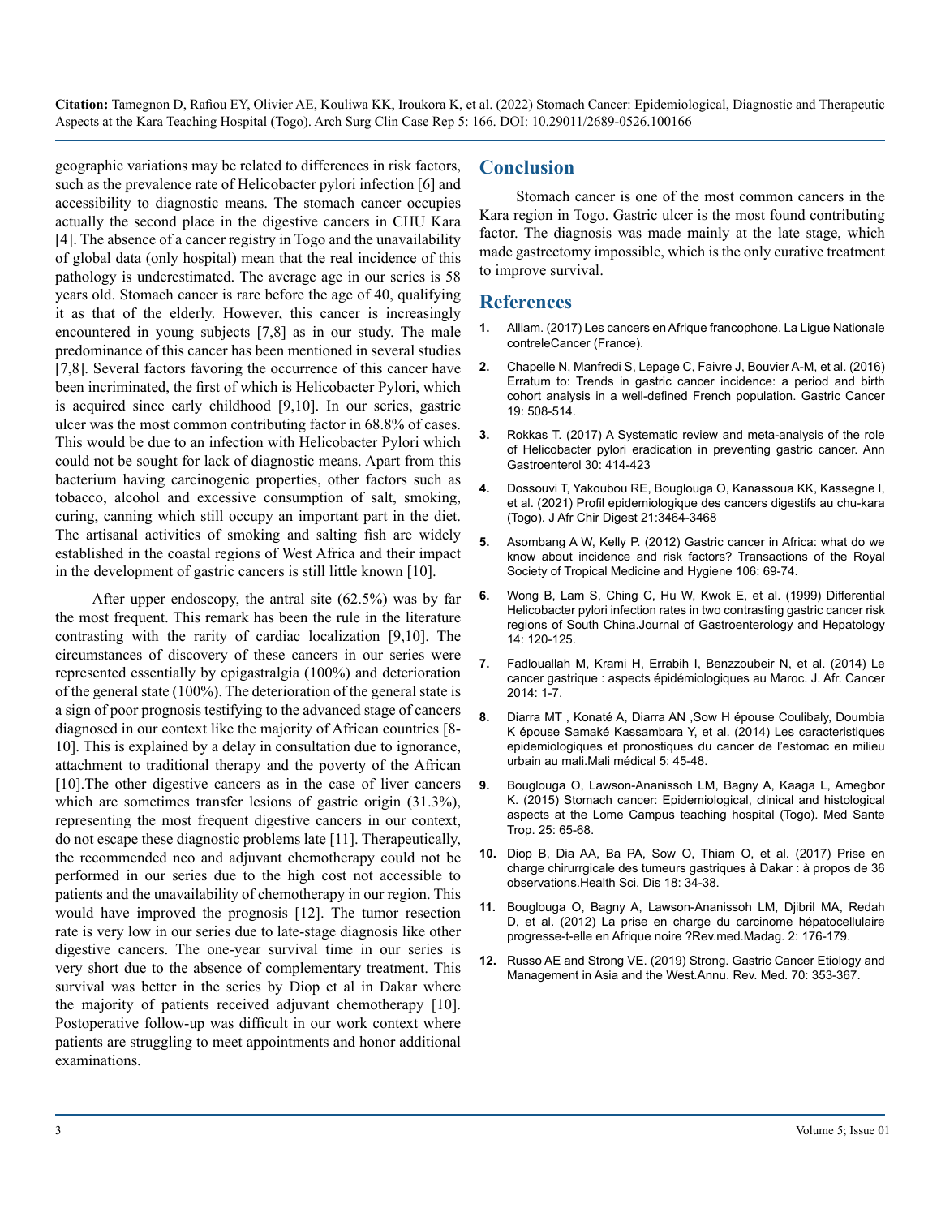geographic variations may be related to differences in risk factors, such as the prevalence rate of Helicobacter pylori infection [6] and accessibility to diagnostic means. The stomach cancer occupies actually the second place in the digestive cancers in CHU Kara [4]. The absence of a cancer registry in Togo and the unavailability of global data (only hospital) mean that the real incidence of this pathology is underestimated. The average age in our series is 58 years old. Stomach cancer is rare before the age of 40, qualifying it as that of the elderly. However, this cancer is increasingly encountered in young subjects [7,8] as in our study. The male predominance of this cancer has been mentioned in several studies [7,8]. Several factors favoring the occurrence of this cancer have been incriminated, the first of which is Helicobacter Pylori, which is acquired since early childhood [9,10]. In our series, gastric ulcer was the most common contributing factor in 68.8% of cases. This would be due to an infection with Helicobacter Pylori which could not be sought for lack of diagnostic means. Apart from this bacterium having carcinogenic properties, other factors such as tobacco, alcohol and excessive consumption of salt, smoking, curing, canning which still occupy an important part in the diet. The artisanal activities of smoking and salting fish are widely established in the coastal regions of West Africa and their impact in the development of gastric cancers is still little known [10].

After upper endoscopy, the antral site (62.5%) was by far the most frequent. This remark has been the rule in the literature contrasting with the rarity of cardiac localization [9,10]. The circumstances of discovery of these cancers in our series were represented essentially by epigastralgia (100%) and deterioration of the general state (100%). The deterioration of the general state is a sign of poor prognosis testifying to the advanced stage of cancers diagnosed in our context like the majority of African countries [8-10]. This is explained by a delay in consultation due to ignorance, attachment to traditional therapy and the poverty of the African [10].The other digestive cancers as in the case of liver cancers which are sometimes transfer lesions of gastric origin (31.3%), representing the most frequent digestive cancers in our context, do not escape these diagnostic problems late [11]. Therapeutically, the recommended neo and adjuvant chemotherapy could not be performed in our series due to the high cost not accessible to patients and the unavailability of chemotherapy in our region. This would have improved the prognosis [12]. The tumor resection rate is very low in our series due to late-stage diagnosis like other digestive cancers. The one-year survival time in our series is very short due to the absence of complementary treatment. This survival was better in the series by Diop et al in Dakar where the majority of patients received adjuvant chemotherapy [10]. Postoperative follow-up was difficult in our work context where patients are struggling to meet appointments and honor additional examinations.

## Conclusion

Stomach cancer is one of the most common cancers in the Kara region in Togo. Gastric ulcer is the most found contributing factor. The diagnosis was made mainly at the late stage, which made gastrectomy impossible, which is the only curative treatment to improve survival.

## References

1. Alliam. (2017) Les cancers en Afrique francophone. La Ligue Nationale contreCancer (France).
2. Chapelle N, Manfredi S, Lepage C, Faivre J, Bouvier A-M, et al. (2016) Erratum to: Trends in gastric cancer incidence: a period and birth cohort analysis in a well-defined French population. Gastric Cancer 19: 508-514.
3. Rokkas T. (2017) A Systematic review and meta-analysis of the role of Helicobacter pylori eradication in preventing gastric cancer. Ann Gastroenterol 30: 414-423
4. Dossouvi T, Yakoubou RE, Bouglouga O, Kanassoua KK, Kassegne I, et al. (2021) Profil epidemiologique des cancers digestifs au chu-kara (Togo). J Afr Chir Digest 21:3464-3468
5. Asombang A W, Kelly P. (2012) Gastric cancer in Africa: what do we know about incidence and risk factors? Transactions of the Royal Society of Tropical Medicine and Hygiene 106: 69-74.
6. Wong B, Lam S, Ching C, Hu W, Kwok E, et al. (1999) Differential Helicobacter pylori infection rates in two contrasting gastric cancer risk regions of South China.Journal of Gastroenterology and Hepatology 14: 120-125.
7. Fadlouallah M, Krami H, Errabih I, Benzzoubeir N, et al. (2014) Le cancer gastrique : aspects épidémiologiques au Maroc. J. Afr. Cancer 2014: 1-7.
8. Diarra MT , Konaté A, Diarra AN ,Sow H épouse Coulibaly, Doumbia K épouse Samaké Kassambara Y, et al. (2014) Les caracteristiques epidemiologiques et pronostiques du cancer de l'estomac en milieu urbain au mali.Mali médical 5: 45-48.
9. Bouglouga O, Lawson-Ananissoh LM, Bagny A, Kaaga L, Amegbor K. (2015) Stomach cancer: Epidemiological, clinical and histological aspects at the Lome Campus teaching hospital (Togo). Med Sante Trop. 25: 65-68.
10. Diop B, Dia AA, Ba PA, Sow O, Thiam O, et al. (2017) Prise en charge chirurrgicale des tumeurs gastriques à Dakar : à propos de 36 observations.Health Sci. Dis 18: 34-38.
11. Bouglouga O, Bagny A, Lawson-Ananissoh LM, Djibril MA, Redah D, et al. (2012) La prise en charge du carcinome hépatocellulaire progresse-t-elle en Afrique noire ?Rev.med.Madag. 2: 176-179.
12. Russo AE and Strong VE. (2019) Strong. Gastric Cancer Etiology and Management in Asia and the West.Annu. Rev. Med. 70: 353-367.